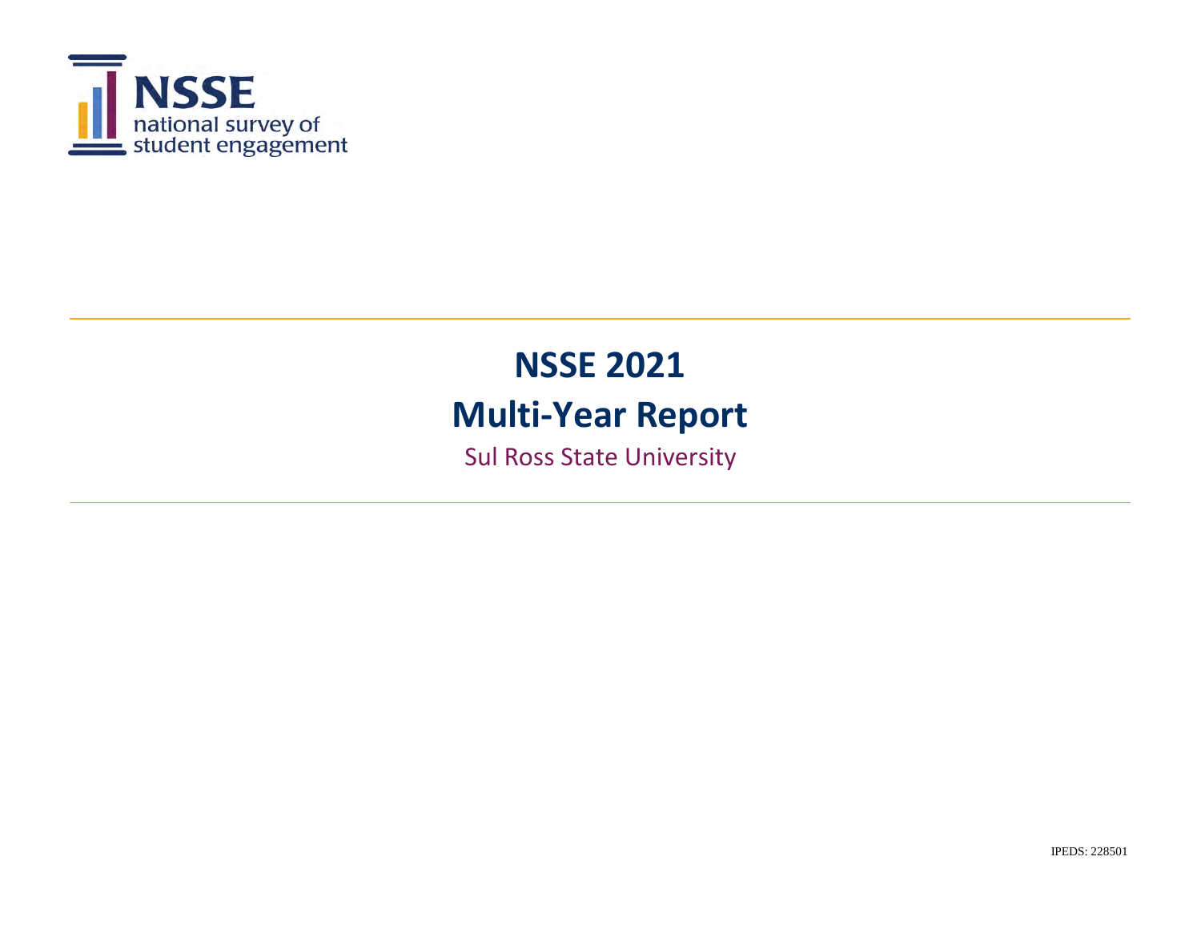NSSE
national survey of
student engagement

# NSSE 2021

# Multi-Year Report

Sul Ross State University

IPEDS: 228501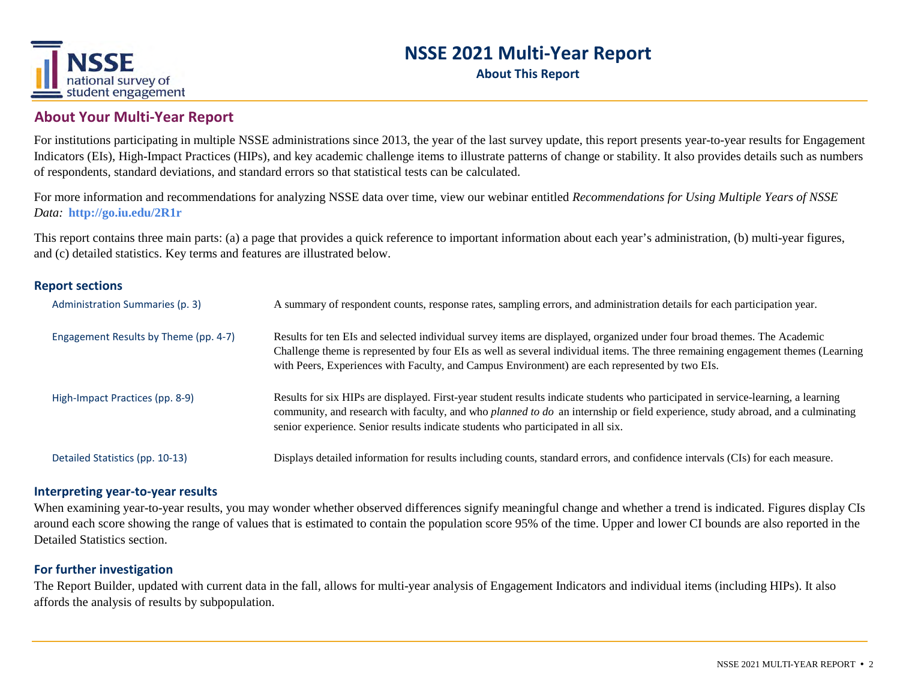# NSSE 2021 Multi-Year Report

**About This Report**

## About Your Multi-Year Report

For institutions participating in multiple NSSE administrations since 2013, the year of the last survey update, this report presents year-to-year results for Engagement Indicators (EIs), High-Impact Practices (HIPs), and key academic challenge items to illustrate patterns of change or stability. It also provides details such as numbers of respondents, standard deviations, and standard errors so that statistical tests can be calculated.

For more information and recommendations for analyzing NSSE data over time, view our webinar entitled *Recommendations for Using Multiple Years of NSSE Data:* **http://go.iu.edu/2R1r**

This report contains three main parts: (a) a page that provides a quick reference to important information about each year's administration, (b) multi-year figures, and (c) detailed statistics. Key terms and features are illustrated below.

### Report sections

| Section | Description |
| --- | --- |
| Administration Summaries (p. 3) | A summary of respondent counts, response rates, sampling errors, and administration details for each participation year. |
| Engagement Results by Theme (pp. 4-7) | Results for ten EIs and selected individual survey items are displayed, organized under four broad themes. The Academic Challenge theme is represented by four EIs as well as several individual items. The three remaining engagement themes (Learning with Peers, Experiences with Faculty, and Campus Environment) are each represented by two EIs. |
| High-Impact Practices (pp. 8-9) | Results for six HIPs are displayed. First-year student results indicate students who participated in service-learning, a learning community, and research with faculty, and who *planned to do* an internship or field experience, study abroad, and a culminating senior experience. Senior results indicate students who participated in all six. |
| Detailed Statistics (pp. 10-13) | Displays detailed information for results including counts, standard errors, and confidence intervals (CIs) for each measure. |

### Interpreting year-to-year results

When examining year-to-year results, you may wonder whether observed differences signify meaningful change and whether a trend is indicated. Figures display CIs around each score showing the range of values that is estimated to contain the population score 95% of the time. Upper and lower CI bounds are also reported in the Detailed Statistics section.

### For further investigation

The Report Builder, updated with current data in the fall, allows for multi-year analysis of Engagement Indicators and individual items (including HIPs). It also affords the analysis of results by subpopulation.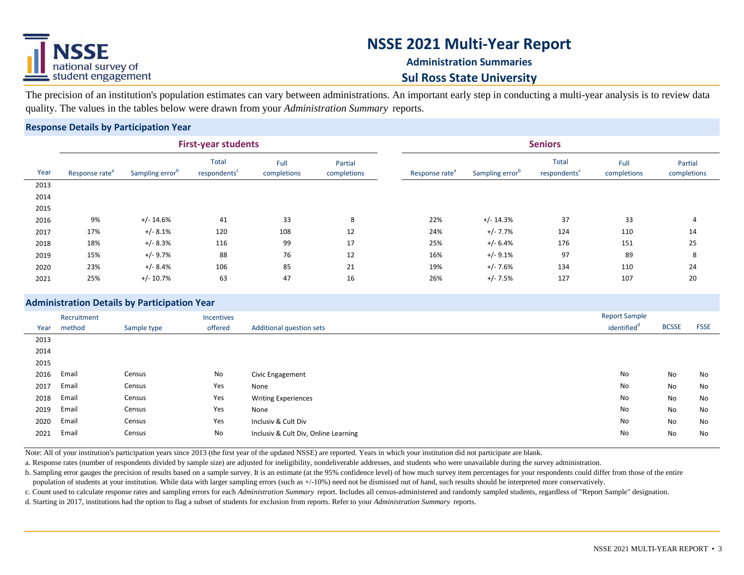# NSSE 2021 Multi-Year Report

### Administration Summaries

### Sul Ross State University

The precision of an institution's population estimates can vary between administrations. An important early step in conducting a multi-year analysis is to review data quality. The values in the tables below were drawn from your *Administration Summary* reports.

## Response Details by Participation Year

| | First-year students | | | | | Seniors | | | | |
|---|---|---|---|---|---|---|---|---|---|---|
| Year | Response rate[a] | Sampling error[b] | Total respondents[c] | Full completions | Partial completions | Response rate[a] | Sampling error[b] | Total respondents[c] | Full completions | Partial completions |
| 2013 | | | | | | | | | | |
| 2014 | | | | | | | | | | |
| 2015 | | | | | | | | | | |
| 2016 | 9% | +/- 14.6% | 41 | 33 | 8 | 22% | +/- 14.3% | 37 | 33 | 4 |
| 2017 | 17% | +/- 8.1% | 120 | 108 | 12 | 24% | +/- 7.7% | 124 | 110 | 14 |
| 2018 | 18% | +/- 8.3% | 116 | 99 | 17 | 25% | +/- 6.4% | 176 | 151 | 25 |
| 2019 | 15% | +/- 9.7% | 88 | 76 | 12 | 16% | +/- 9.1% | 97 | 89 | 8 |
| 2020 | 23% | +/- 8.4% | 106 | 85 | 21 | 19% | +/- 7.6% | 134 | 110 | 24 |
| 2021 | 25% | +/- 10.7% | 63 | 47 | 16 | 26% | +/- 7.5% | 127 | 107 | 20 |

## Administration Details by Participation Year

| Year | Recruitment method | Sample type | Incentives offered | Additional question sets | Report Sample identified[d] | BCSSE | FSSE |
|---|---|---|---|---|---|---|---|
| 2013 | | | | | | | |
| 2014 | | | | | | | |
| 2015 | | | | | | | |
| 2016 | Email | Census | No | Civic Engagement | No | No | No |
| 2017 | Email | Census | Yes | None | No | No | No |
| 2018 | Email | Census | Yes | Writing Experiences | No | No | No |
| 2019 | Email | Census | Yes | None | No | No | No |
| 2020 | Email | Census | Yes | Inclusiv & Cult Div | No | No | No |
| 2021 | Email | Census | No | Inclusiv & Cult Div, Online Learning | No | No | No |

Note: All of your institution's participation years since 2013 (the first year of the updated NSSE) are reported. Years in which your institution did not participate are blank.

a. Response rates (number of respondents divided by sample size) are adjusted for ineligibility, nondeliverable addresses, and students who were unavailable during the survey administration.

b. Sampling error gauges the precision of results based on a sample survey. It is an estimate (at the 95% confidence level) of how much survey item percentages for your respondents could differ from those of the entire population of students at your institution. While data with larger sampling errors (such as +/-10%) need not be dismissed out of hand, such results should be interpreted more conservatively.

c. Count used to calculate response rates and sampling errors for each *Administration Summary* report. Includes all census-administered and randomly sampled students, regardless of "Report Sample" designation.

d. Starting in 2017, institutions had the option to flag a subset of students for exclusion from reports. Refer to your *Administration Summary* reports.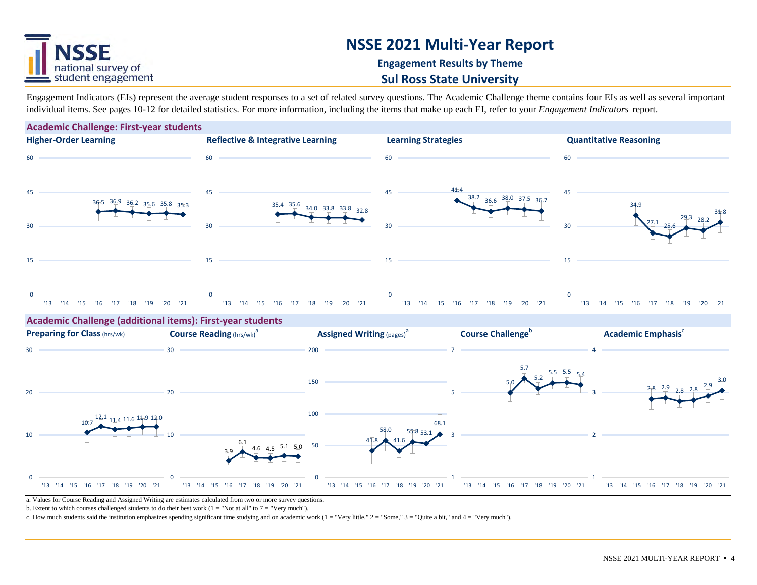# NSSE 2021 Multi-Year Report

**Engagement Results by Theme**

**Sul Ross State University**

Engagement Indicators (EIs) represent the average student responses to a set of related survey questions. The Academic Challenge theme contains four EIs as well as several important individual items. See pages 10-12 for detailed statistics. For more information, including the items that make up each EI, refer to your *Engagement Indicators* report.

## Academic Challenge: First-year students

| | '13 | '14 | '15 | '16 | '17 | '18 | '19 | '20 | '21 |
|---|---|---|---|---|---|---|---|---|---|
| Higher-Order Learning | | | | 36.5 | 36.9 | 36.2 | 35.6 | 35.8 | 35.3 |
| Reflective & Integrative Learning | | | | 35.4 | 35.6 | 34.0 | 33.8 | 33.8 | 32.8 |
| Learning Strategies | | | | 41.4 | 38.2 | 36.6 | 38.0 | 37.5 | 36.7 |
| Quantitative Reasoning | | | | 34.9 | 27.1 | 25.6 | 29.3 | 28.2 | 31.8 |

## Academic Challenge (additional items): First-year students

| | '13 | '14 | '15 | '16 | '17 | '18 | '19 | '20 | '21 |
|---|---|---|---|---|---|---|---|---|---|
| Preparing for Class (hrs/wk) | | | | 10.7 | 12.1 | 11.4 | 11.6 | 11.9 | 12.0 |
| Course Reading (hrs/wk)[a] | | | | 3.9 | 6.1 | 4.6 | 4.5 | 5.1 | 5.0 |
| Assigned Writing (pages)[a] | | | | 41.8 | 58.0 | 41.6 | 55.8 | 53.1 | 68.1 |
| Course Challenge[b] | | | | 5.0 | 5.7 | 5.2 | 5.5 | 5.5 | 5.4 |
| Academic Emphasis[c] | | | | 2.8 | 2.9 | 2.8 | 2.8 | 2.9 | 3.0 |

a. Values for Course Reading and Assigned Writing are estimates calculated from two or more survey questions.

b. Extent to which courses challenged students to do their best work (1 = "Not at all" to 7 = "Very much").

c. How much students said the institution emphasizes spending significant time studying and on academic work (1 = "Very little," 2 = "Some," 3 = "Quite a bit," and 4 = "Very much").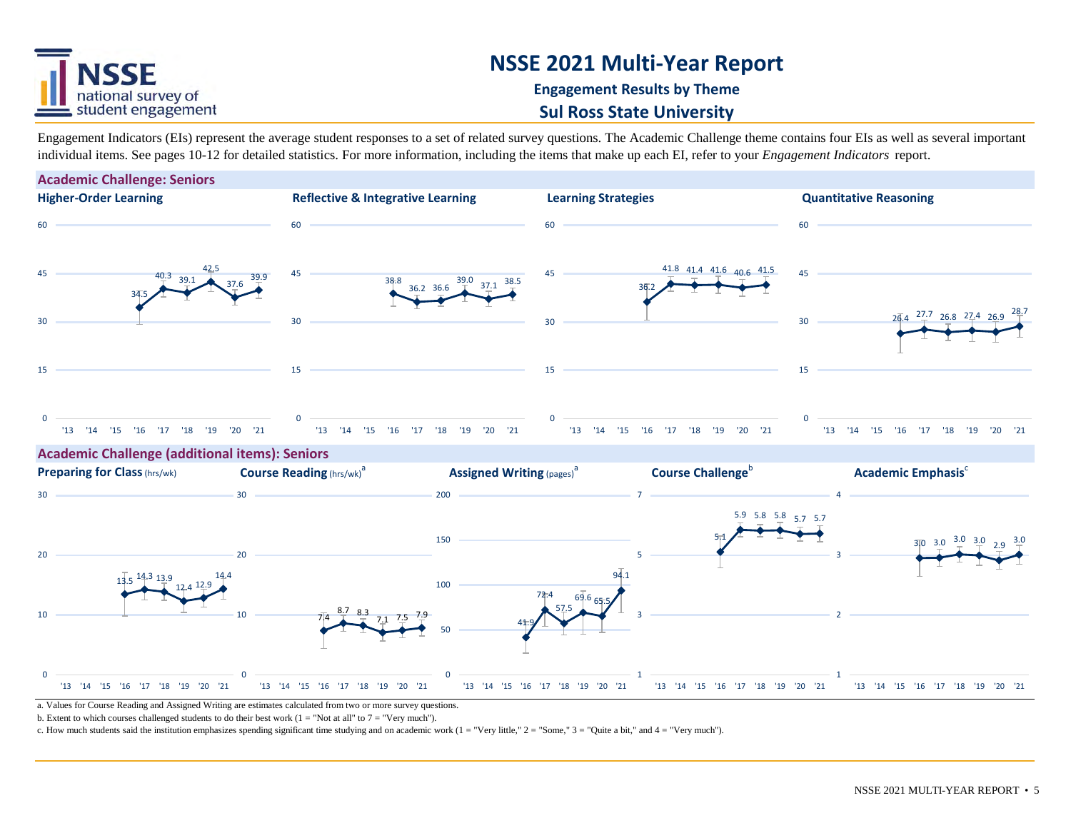# NSSE 2021 Multi-Year Report

**Engagement Results by Theme**

**Sul Ross State University**

Engagement Indicators (EIs) represent the average student responses to a set of related survey questions. The Academic Challenge theme contains four EIs as well as several important individual items. See pages 10-12 for detailed statistics. For more information, including the items that make up each EI, refer to your *Engagement Indicators* report.

## Academic Challenge: Seniors

| Engagement Indicator | '13 | '14 | '15 | '16 | '17 | '18 | '19 | '20 | '21 |
|---|---|---|---|---|---|---|---|---|---|
| Higher-Order Learning | | | | 34.5 | 40.3 | 39.1 | 42.5 | 37.6 | 39.9 |
| Reflective & Integrative Learning | | | | 38.8 | 36.2 | 36.6 | 39.0 | 37.1 | 38.5 |
| Learning Strategies | | | | 36.2 | 41.8 | 41.4 | 41.6 | 40.6 | 41.5 |
| Quantitative Reasoning | | | | 26.4 | 27.7 | 26.8 | 27.4 | 26.9 | 28.7 |

## Academic Challenge (additional items): Seniors

| Item | '13 | '14 | '15 | '16 | '17 | '18 | '19 | '20 | '21 |
|---|---|---|---|---|---|---|---|---|---|
| Preparing for Class (hrs/wk) | | | | 13.5 | 14.3 | 13.9 | 12.4 | 12.9 | 14.4 |
| Course Reading (hrs/wk)[a] | | | | 7.4 | 8.7 | 8.3 | 7.1 | 7.5 | 7.9 |
| Assigned Writing (pages)[a] | | | | 41.9 | 72.4 | 57.5 | 69.6 | 65.5 | 94.1 |
| Course Challenge[b] | | | | 5.1 | 5.9 | 5.8 | 5.8 | 5.7 | 5.7 |
| Academic Emphasis[c] | | | | 3.0 | 3.0 | 3.0 | 3.0 | 2.9 | 3.0 |

a. Values for Course Reading and Assigned Writing are estimates calculated from two or more survey questions.

b. Extent to which courses challenged students to do their best work (1 = "Not at all" to 7 = "Very much").

c. How much students said the institution emphasizes spending significant time studying and on academic work (1 = "Very little," 2 = "Some," 3 = "Quite a bit," and 4 = "Very much").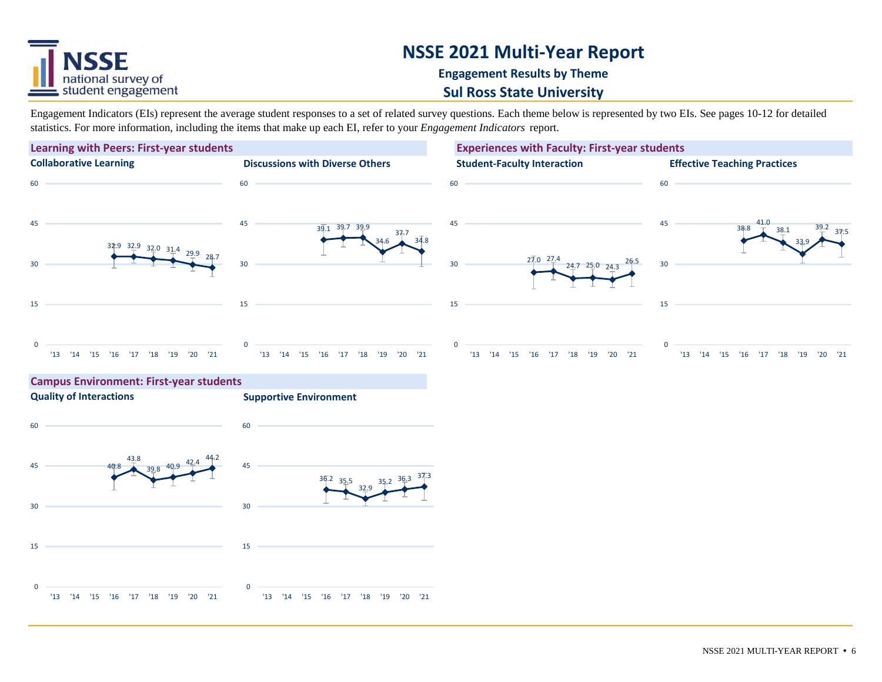# NSSE 2021 Multi-Year Report

**Engagement Results by Theme**

**Sul Ross State University**

Engagement Indicators (EIs) represent the average student responses to a set of related survey questions. Each theme below is represented by two EIs. See pages 10-12 for detailed statistics. For more information, including the items that make up each EI, refer to your *Engagement Indicators* report.

## Learning with Peers: First-year students

### Collaborative Learning

| | '13 | '14 | '15 | '16 | '17 | '18 | '19 | '20 | '21 |
|---|---|---|---|---|---|---|---|---|---|
| Collaborative Learning | | | | 32.9 | 32.9 | 32.0 | 31.4 | 29.9 | 28.7 |

### Discussions with Diverse Others

| | '13 | '14 | '15 | '16 | '17 | '18 | '19 | '20 | '21 |
|---|---|---|---|---|---|---|---|---|---|
| Discussions with Diverse Others | | | | 39.1 | 39.7 | 39.9 | 34.6 | 37.7 | 34.8 |

## Experiences with Faculty: First-year students

### Student-Faculty Interaction

| | '13 | '14 | '15 | '16 | '17 | '18 | '19 | '20 | '21 |
|---|---|---|---|---|---|---|---|---|---|
| Student-Faculty Interaction | | | | 27.0 | 27.4 | 24.7 | 25.0 | 24.3 | 26.5 |

### Effective Teaching Practices

| | '13 | '14 | '15 | '16 | '17 | '18 | '19 | '20 | '21 |
|---|---|---|---|---|---|---|---|---|---|
| Effective Teaching Practices | | | | 38.8 | 41.0 | 38.1 | 33.9 | 39.2 | 37.5 |

## Campus Environment: First-year students

### Quality of Interactions

| | '13 | '14 | '15 | '16 | '17 | '18 | '19 | '20 | '21 |
|---|---|---|---|---|---|---|---|---|---|
| Quality of Interactions | | | | 40.8 | 43.8 | 39.8 | 40.9 | 42.4 | 44.2 |

### Supportive Environment

| | '13 | '14 | '15 | '16 | '17 | '18 | '19 | '20 | '21 |
|---|---|---|---|---|---|---|---|---|---|
| Supportive Environment | | | | 36.2 | 35.5 | 32.9 | 35.2 | 36.3 | 37.3 |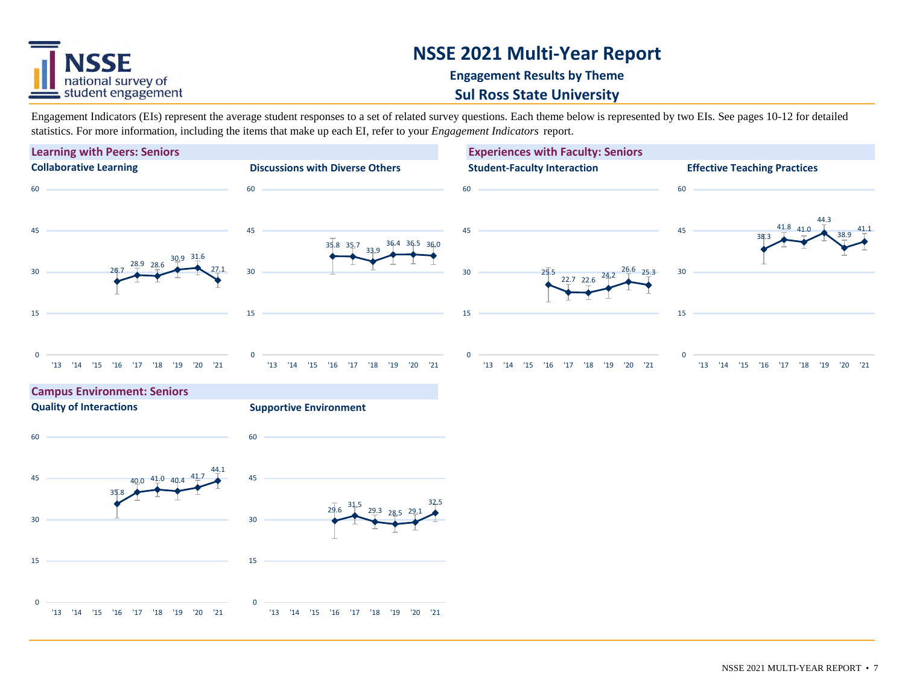# NSSE 2021 Multi-Year Report

**Engagement Results by Theme**

**Sul Ross State University**

Engagement Indicators (EIs) represent the average student responses to a set of related survey questions. Each theme below is represented by two EIs. See pages 10-12 for detailed statistics. For more information, including the items that make up each EI, refer to your *Engagement Indicators* report.

## Learning with Peers: Seniors

### Collaborative Learning

| '13 | '14 | '15 | '16 | '17 | '18 | '19 | '20 | '21 |
|---|---|---|---|---|---|---|---|---|
| | | | 26.7 | 28.9 | 28.6 | 30.9 | 31.6 | 27.1 |

### Discussions with Diverse Others

| '13 | '14 | '15 | '16 | '17 | '18 | '19 | '20 | '21 |
|---|---|---|---|---|---|---|---|---|
| | | | 35.8 | 35.7 | 33.9 | 36.4 | 36.5 | 36.0 |

## Experiences with Faculty: Seniors

### Student-Faculty Interaction

| '13 | '14 | '15 | '16 | '17 | '18 | '19 | '20 | '21 |
|---|---|---|---|---|---|---|---|---|
| | | | 25.5 | 22.7 | 22.6 | 24.2 | 26.6 | 25.3 |

### Effective Teaching Practices

| '13 | '14 | '15 | '16 | '17 | '18 | '19 | '20 | '21 |
|---|---|---|---|---|---|---|---|---|
| | | | 38.3 | 41.8 | 41.0 | 44.3 | 38.9 | 41.1 |

## Campus Environment: Seniors

### Quality of Interactions

| '13 | '14 | '15 | '16 | '17 | '18 | '19 | '20 | '21 |
|---|---|---|---|---|---|---|---|---|
| | | | 35.8 | 40.0 | 41.0 | 40.4 | 41.7 | 44.1 |

### Supportive Environment

| '13 | '14 | '15 | '16 | '17 | '18 | '19 | '20 | '21 |
|---|---|---|---|---|---|---|---|---|
| | | | 29.6 | 31.5 | 29.3 | 28.5 | 29.1 | 32.5 |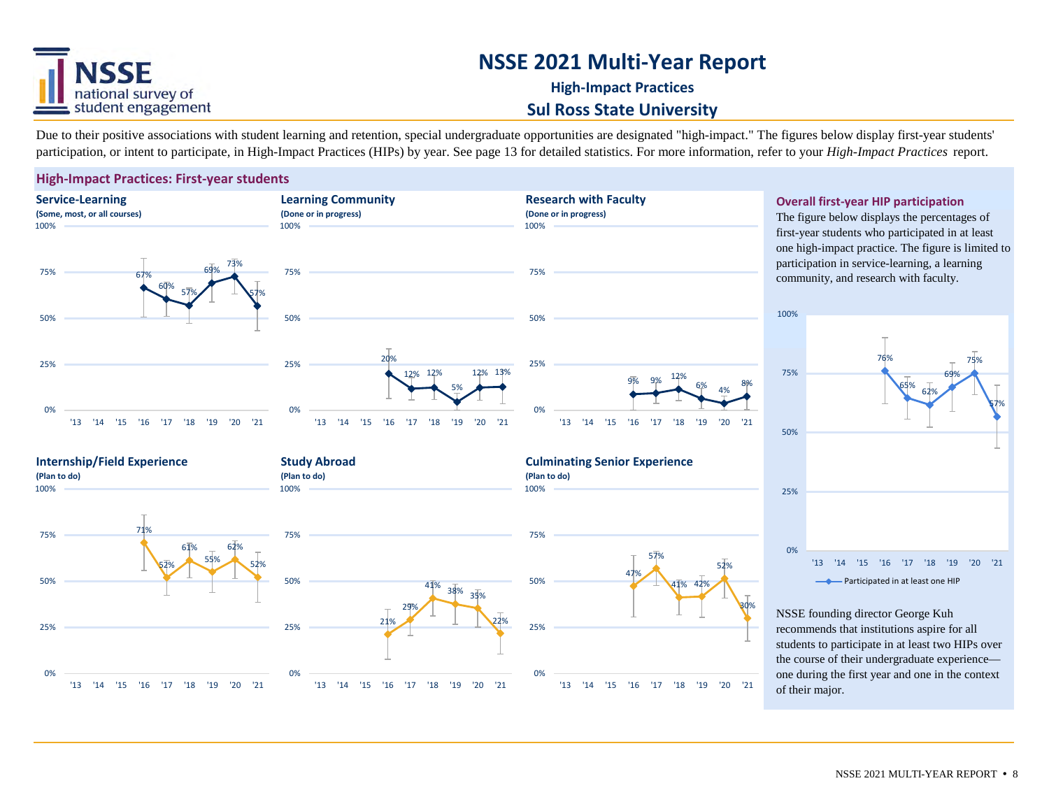# NSSE 2021 Multi-Year Report

## High-Impact Practices

## Sul Ross State University

Due to their positive associations with student learning and retention, special undergraduate opportunities are designated "high-impact." The figures below display first-year students' participation, or intent to participate, in High-Impact Practices (HIPs) by year. See page 13 for detailed statistics. For more information, refer to your *High-Impact Practices* report.

### High-Impact Practices: First-year students

**Service-Learning**
**(Some, most, or all courses)**

| '13 | '14 | '15 | '16 | '17 | '18 | '19 | '20 | '21 |
|---|---|---|---|---|---|---|---|---|
| | | | 67% | 60% | 57% | 69% | 73% | 57% |

**Learning Community**
**(Done or in progress)**

| '13 | '14 | '15 | '16 | '17 | '18 | '19 | '20 | '21 |
|---|---|---|---|---|---|---|---|---|
| | | | 20% | 12% | 12% | 5% | 12% | 13% |

**Research with Faculty**
**(Done or in progress)**

| '13 | '14 | '15 | '16 | '17 | '18 | '19 | '20 | '21 |
|---|---|---|---|---|---|---|---|---|
| | | | 9% | 9% | 12% | 6% | 4% | 8% |

**Internship/Field Experience**
**(Plan to do)**

| '13 | '14 | '15 | '16 | '17 | '18 | '19 | '20 | '21 |
|---|---|---|---|---|---|---|---|---|
| | | | 71% | 52% | 61% | 55% | 62% | 52% |

**Study Abroad**
**(Plan to do)**

| '13 | '14 | '15 | '16 | '17 | '18 | '19 | '20 | '21 |
|---|---|---|---|---|---|---|---|---|
| | | | 21% | 29% | 41% | 38% | 35% | 22% |

**Culminating Senior Experience**
**(Plan to do)**

| '13 | '14 | '15 | '16 | '17 | '18 | '19 | '20 | '21 |
|---|---|---|---|---|---|---|---|---|
| | | | 47% | 57% | 41% | 42% | 52% | 30% |

### Overall first-year HIP participation

The figure below displays the percentages of first-year students who participated in at least one high-impact practice. The figure is limited to participation in service-learning, a learning community, and research with faculty.

**Participated in at least one HIP**

| '13 | '14 | '15 | '16 | '17 | '18 | '19 | '20 | '21 |
|---|---|---|---|---|---|---|---|---|
| | | | 76% | 65% | 62% | 69% | 75% | 57% |

NSSE founding director George Kuh recommends that institutions aspire for all students to participate in at least two HIPs over the course of their undergraduate experience—one during the first year and one in the context of their major.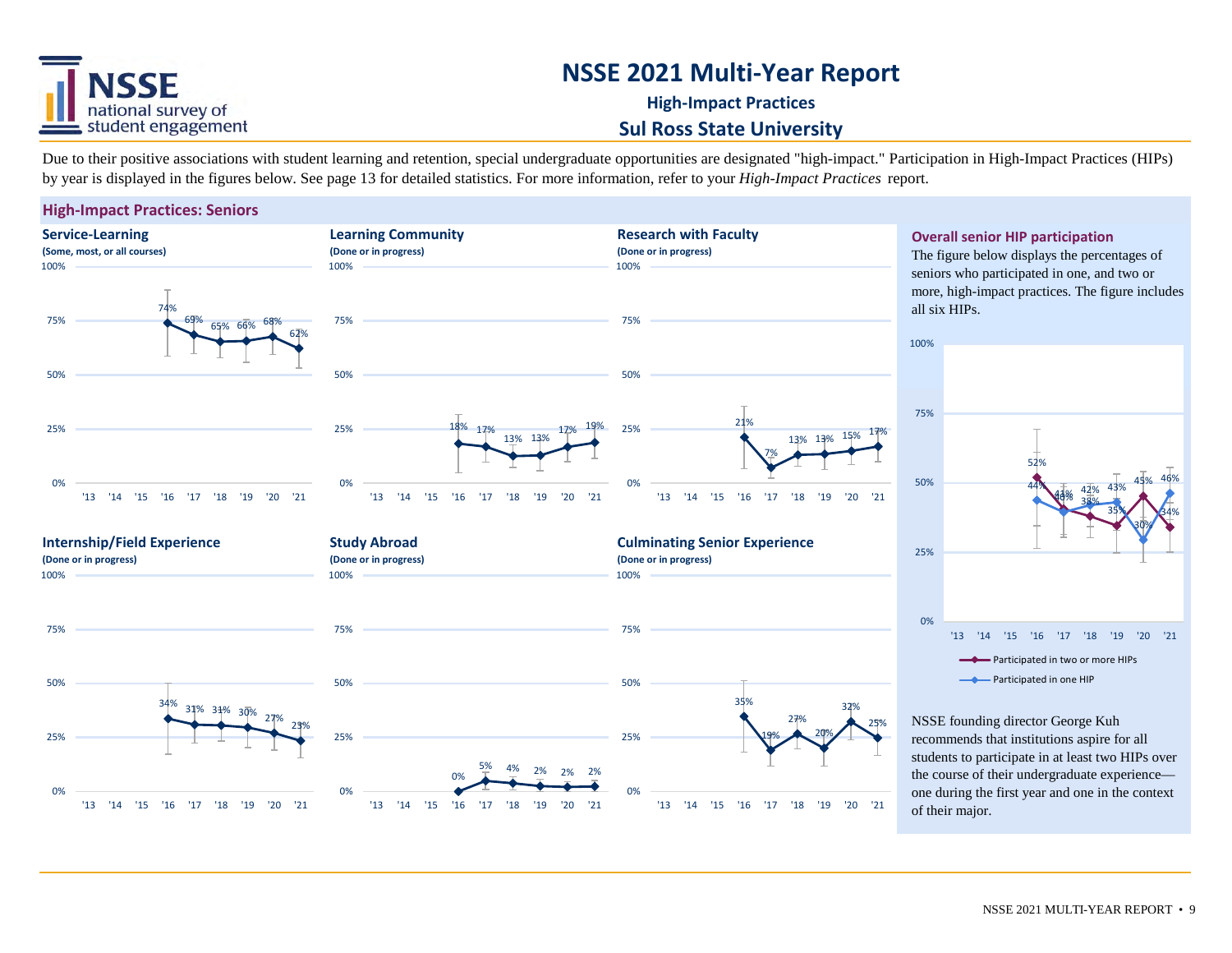# NSSE 2021 Multi-Year Report

## High-Impact Practices

## Sul Ross State University

Due to their positive associations with student learning and retention, special undergraduate opportunities are designated "high-impact." Participation in High-Impact Practices (HIPs) by year is displayed in the figures below. See page 13 for detailed statistics. For more information, refer to your *High-Impact Practices* report.

### High-Impact Practices: Seniors

| HIP | '13 | '14 | '15 | '16 | '17 | '18 | '19 | '20 | '21 |
|---|---|---|---|---|---|---|---|---|---|
| Service-Learning (Some, most, or all courses) | | | | 74% | 69% | 65% | 66% | 68% | 62% |
| Learning Community (Done or in progress) | | | | 18% | 17% | 13% | 13% | 17% | 19% |
| Research with Faculty (Done or in progress) | | | | 21% | 7% | 13% | 13% | 15% | 17% |
| Internship/Field Experience (Done or in progress) | | | | 34% | 31% | 31% | 30% | 27% | 23% |
| Study Abroad (Done or in progress) | | | | 0% | 5% | 4% | 2% | 2% | 2% |
| Culminating Senior Experience (Done or in progress) | | | | 35% | 19% | 27% | 20% | 32% | 25% |

#### Overall senior HIP participation

The figure below displays the percentages of seniors who participated in one, and two or more, high-impact practices. The figure includes all six HIPs.

| | '13 | '14 | '15 | '16 | '17 | '18 | '19 | '20 | '21 |
|---|---|---|---|---|---|---|---|---|---|
| Participated in two or more HIPs | | | | 52% | 41% | 38% | 35% | 45% | 34% |
| Participated in one HIP | | | | 44% | 40% | 42% | 43% | 30% | 46% |

NSSE founding director George Kuh recommends that institutions aspire for all students to participate in at least two HIPs over the course of their undergraduate experience—one during the first year and one in the context of their major.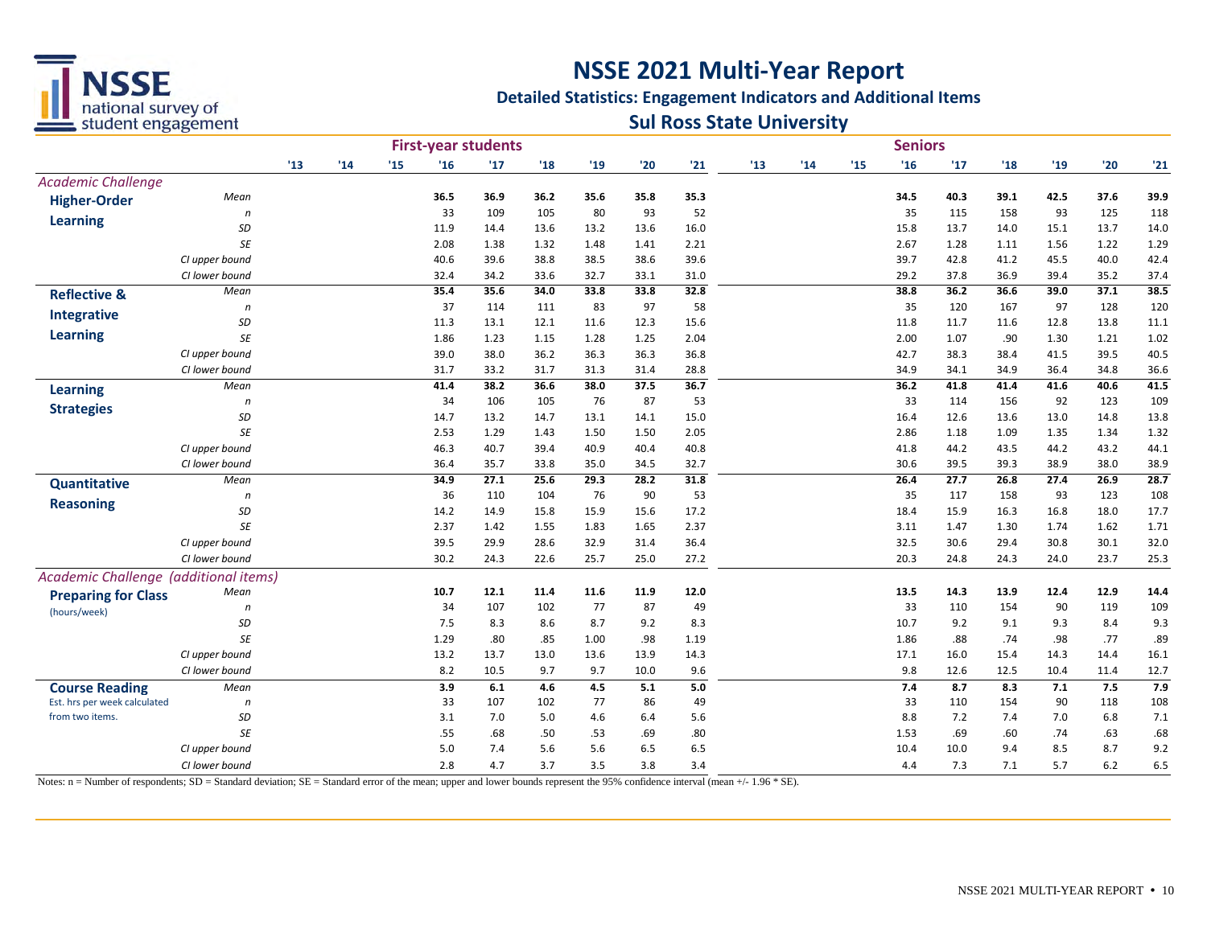# NSSE 2021 Multi-Year Report

## Detailed Statistics: Engagement Indicators and Additional Items

### Sul Ross State University

| | | First-year students | | | | | | | | | Seniors | | | | | | | | |
|---|---|---|---|---|---|---|---|---|---|---|---|---|---|---|---|---|---|---|---|
| | | '13 | '14 | '15 | '16 | '17 | '18 | '19 | '20 | '21 | '13 | '14 | '15 | '16 | '17 | '18 | '19 | '20 | '21 |
| *Academic Challenge* | | | | | | | | | | | | | | | | | | | |
| **Higher-Order Learning** | *Mean* | | | | **36.5** | **36.9** | **36.2** | **35.6** | **35.8** | **35.3** | | | | **34.5** | **40.3** | **39.1** | **42.5** | **37.6** | **39.9** |
| | *n* | | | | 33 | 109 | 105 | 80 | 93 | 52 | | | | 35 | 115 | 158 | 93 | 125 | 118 |
| | *SD* | | | | 11.9 | 14.4 | 13.6 | 13.2 | 13.6 | 16.0 | | | | 15.8 | 13.7 | 14.0 | 15.1 | 13.7 | 14.0 |
| | *SE* | | | | 2.08 | 1.38 | 1.32 | 1.48 | 1.41 | 2.21 | | | | 2.67 | 1.28 | 1.11 | 1.56 | 1.22 | 1.29 |
| | *CI upper bound* | | | | 40.6 | 39.6 | 38.8 | 38.5 | 38.6 | 39.6 | | | | 39.7 | 42.8 | 41.2 | 45.5 | 40.0 | 42.4 |
| | *CI lower bound* | | | | 32.4 | 34.2 | 33.6 | 32.7 | 33.1 | 31.0 | | | | 29.2 | 37.8 | 36.9 | 39.4 | 35.2 | 37.4 |
| **Reflective & Integrative Learning** | *Mean* | | | | **35.4** | **35.6** | **34.0** | **33.8** | **33.8** | **32.8** | | | | **38.8** | **36.2** | **36.6** | **39.0** | **37.1** | **38.5** |
| | *n* | | | | 37 | 114 | 111 | 83 | 97 | 58 | | | | 35 | 120 | 167 | 97 | 128 | 120 |
| | *SD* | | | | 11.3 | 13.1 | 12.1 | 11.6 | 12.3 | 15.6 | | | | 11.8 | 11.7 | 11.6 | 12.8 | 13.8 | 11.1 |
| | *SE* | | | | 1.86 | 1.23 | 1.15 | 1.28 | 1.25 | 2.04 | | | | 2.00 | 1.07 | .90 | 1.30 | 1.21 | 1.02 |
| | *CI upper bound* | | | | 39.0 | 38.0 | 36.2 | 36.3 | 36.3 | 36.8 | | | | 42.7 | 38.3 | 38.4 | 41.5 | 39.5 | 40.5 |
| | *CI lower bound* | | | | 31.7 | 33.2 | 31.7 | 31.3 | 31.4 | 28.8 | | | | 34.9 | 34.1 | 34.9 | 36.4 | 34.8 | 36.6 |
| **Learning Strategies** | *Mean* | | | | **41.4** | **38.2** | **36.6** | **38.0** | **37.5** | **36.7** | | | | **36.2** | **41.8** | **41.4** | **41.6** | **40.6** | **41.5** |
| | *n* | | | | 34 | 106 | 105 | 76 | 87 | 53 | | | | 33 | 114 | 156 | 92 | 123 | 109 |
| | *SD* | | | | 14.7 | 13.2 | 14.7 | 13.1 | 14.1 | 15.0 | | | | 16.4 | 12.6 | 13.6 | 13.0 | 14.8 | 13.8 |
| | *SE* | | | | 2.53 | 1.29 | 1.43 | 1.50 | 1.50 | 2.05 | | | | 2.86 | 1.18 | 1.09 | 1.35 | 1.34 | 1.32 |
| | *CI upper bound* | | | | 46.3 | 40.7 | 39.4 | 40.9 | 40.4 | 40.8 | | | | 41.8 | 44.2 | 43.5 | 44.2 | 43.2 | 44.1 |
| | *CI lower bound* | | | | 36.4 | 35.7 | 33.8 | 35.0 | 34.5 | 32.7 | | | | 30.6 | 39.5 | 39.3 | 38.9 | 38.0 | 38.9 |
| **Quantitative Reasoning** | *Mean* | | | | **34.9** | **27.1** | **25.6** | **29.3** | **28.2** | **31.8** | | | | **26.4** | **27.7** | **26.8** | **27.4** | **26.9** | **28.7** |
| | *n* | | | | 36 | 110 | 104 | 76 | 90 | 53 | | | | 35 | 117 | 158 | 93 | 123 | 108 |
| | *SD* | | | | 14.2 | 14.9 | 15.8 | 15.9 | 15.6 | 17.2 | | | | 18.4 | 15.9 | 16.3 | 16.8 | 18.0 | 17.7 |
| | *SE* | | | | 2.37 | 1.42 | 1.55 | 1.83 | 1.65 | 2.37 | | | | 3.11 | 1.47 | 1.30 | 1.74 | 1.62 | 1.71 |
| | *CI upper bound* | | | | 39.5 | 29.9 | 28.6 | 32.9 | 31.4 | 36.4 | | | | 32.5 | 30.6 | 29.4 | 30.8 | 30.1 | 32.0 |
| | *CI lower bound* | | | | 30.2 | 24.3 | 22.6 | 25.7 | 25.0 | 27.2 | | | | 20.3 | 24.8 | 24.3 | 24.0 | 23.7 | 25.3 |
| *Academic Challenge (additional items)* | | | | | | | | | | | | | | | | | | | |
| **Preparing for Class** (hours/week) | *Mean* | | | | **10.7** | **12.1** | **11.4** | **11.6** | **11.9** | **12.0** | | | | **13.5** | **14.3** | **13.9** | **12.4** | **12.9** | **14.4** |
| | *n* | | | | 34 | 107 | 102 | 77 | 87 | 49 | | | | 33 | 110 | 154 | 90 | 119 | 109 |
| | *SD* | | | | 7.5 | 8.3 | 8.6 | 8.7 | 9.2 | 8.3 | | | | 10.7 | 9.2 | 9.1 | 9.3 | 8.4 | 9.3 |
| | *SE* | | | | 1.29 | .80 | .85 | 1.00 | .98 | 1.19 | | | | 1.86 | .88 | .74 | .98 | .77 | .89 |
| | *CI upper bound* | | | | 13.2 | 13.7 | 13.0 | 13.6 | 13.9 | 14.3 | | | | 17.1 | 16.0 | 15.4 | 14.3 | 14.4 | 16.1 |
| | *CI lower bound* | | | | 8.2 | 10.5 | 9.7 | 9.7 | 10.0 | 9.6 | | | | 9.8 | 12.6 | 12.5 | 10.4 | 11.4 | 12.7 |
| **Course Reading** Est. hrs per week calculated from two items. | *Mean* | | | | **3.9** | **6.1** | **4.6** | **4.5** | **5.1** | **5.0** | | | | **7.4** | **8.7** | **8.3** | **7.1** | **7.5** | **7.9** |
| | *n* | | | | 33 | 107 | 102 | 77 | 86 | 49 | | | | 33 | 110 | 154 | 90 | 118 | 108 |
| | *SD* | | | | 3.1 | 7.0 | 5.0 | 4.6 | 6.4 | 5.6 | | | | 8.8 | 7.2 | 7.4 | 7.0 | 6.8 | 7.1 |
| | *SE* | | | | .55 | .68 | .50 | .53 | .69 | .80 | | | | 1.53 | .69 | .60 | .74 | .63 | .68 |
| | *CI upper bound* | | | | 5.0 | 7.4 | 5.6 | 5.6 | 6.5 | 6.5 | | | | 10.4 | 10.0 | 9.4 | 8.5 | 8.7 | 9.2 |
| | *CI lower bound* | | | | 2.8 | 4.7 | 3.7 | 3.5 | 3.8 | 3.4 | | | | 4.4 | 7.3 | 7.1 | 5.7 | 6.2 | 6.5 |

Notes: n = Number of respondents; SD = Standard deviation; SE = Standard error of the mean; upper and lower bounds represent the 95% confidence interval (mean +/- 1.96 * SE).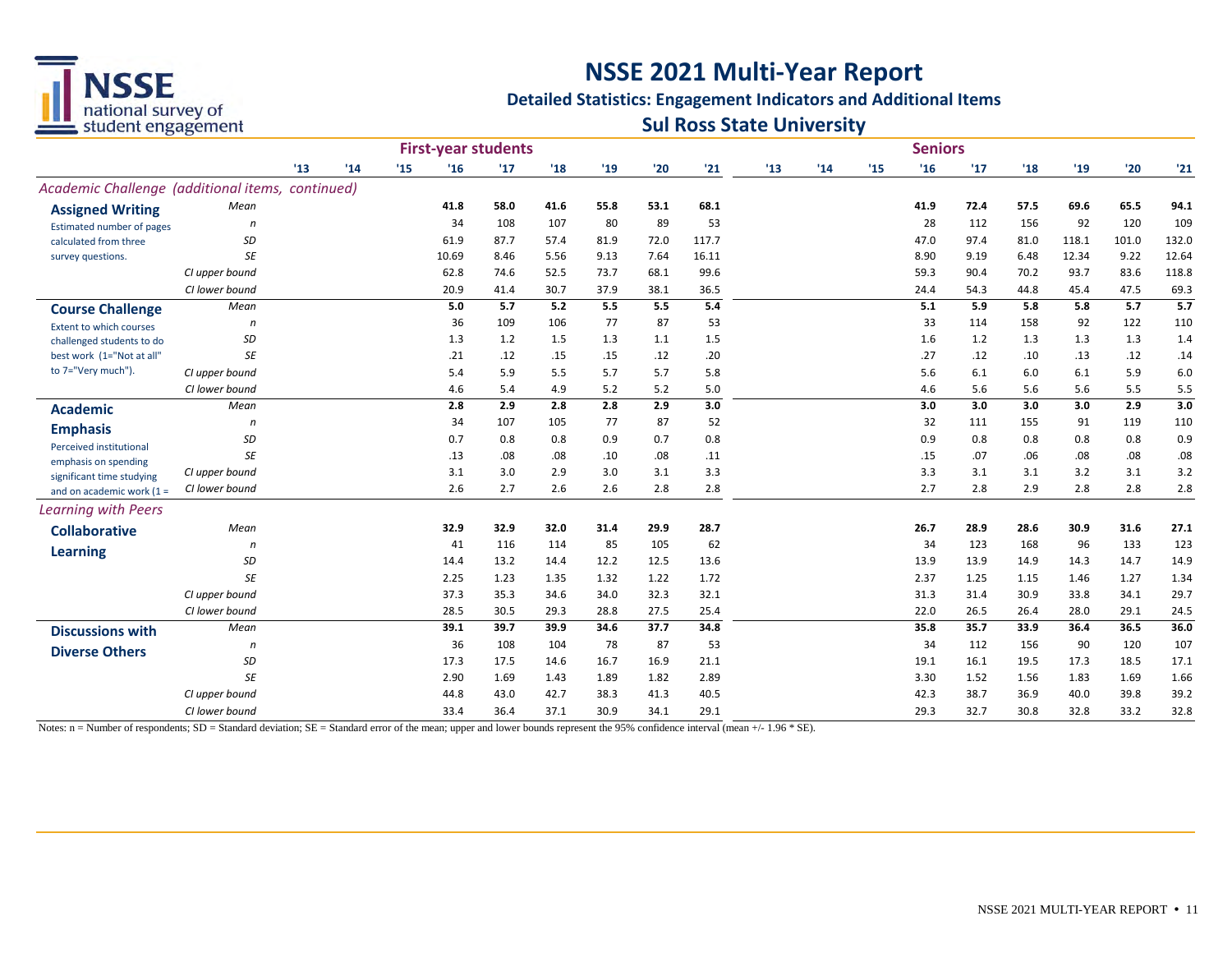# NSSE 2021 Multi-Year Report

## Detailed Statistics: Engagement Indicators and Additional Items

## Sul Ross State University

| | | First-year students | | | | | | | | | Seniors | | | | | | | | |
|---|---|---|---|---|---|---|---|---|---|---|---|---|---|---|---|---|---|---|---|
| | | '13 | '14 | '15 | '16 | '17 | '18 | '19 | '20 | '21 | '13 | '14 | '15 | '16 | '17 | '18 | '19 | '20 | '21 |
| *Academic Challenge (additional items, continued)* | | | | | | | | | | | | | | | | | | | |
| **Assigned Writing** | *Mean* | | | | **41.8** | **58.0** | **41.6** | **55.8** | **53.1** | **68.1** | | | | **41.9** | **72.4** | **57.5** | **69.6** | **65.5** | **94.1** |
| Estimated number of pages | *n* | | | | 34 | 108 | 107 | 80 | 89 | 53 | | | | 28 | 112 | 156 | 92 | 120 | 109 |
| calculated from three | *SD* | | | | 61.9 | 87.7 | 57.4 | 81.9 | 72.0 | 117.7 | | | | 47.0 | 97.4 | 81.0 | 118.1 | 101.0 | 132.0 |
| survey questions. | *SE* | | | | 10.69 | 8.46 | 5.56 | 9.13 | 7.64 | 16.11 | | | | 8.90 | 9.19 | 6.48 | 12.34 | 9.22 | 12.64 |
| | *CI upper bound* | | | | 62.8 | 74.6 | 52.5 | 73.7 | 68.1 | 99.6 | | | | 59.3 | 90.4 | 70.2 | 93.7 | 83.6 | 118.8 |
| | *CI lower bound* | | | | 20.9 | 41.4 | 30.7 | 37.9 | 38.1 | 36.5 | | | | 24.4 | 54.3 | 44.8 | 45.4 | 47.5 | 69.3 |
| **Course Challenge** | *Mean* | | | | **5.0** | **5.7** | **5.2** | **5.5** | **5.5** | **5.4** | | | | **5.1** | **5.9** | **5.8** | **5.8** | **5.7** | **5.7** |
| Extent to which courses | *n* | | | | 36 | 109 | 106 | 77 | 87 | 53 | | | | 33 | 114 | 158 | 92 | 122 | 110 |
| challenged students to do | *SD* | | | | 1.3 | 1.2 | 1.5 | 1.3 | 1.1 | 1.5 | | | | 1.6 | 1.2 | 1.3 | 1.3 | 1.3 | 1.4 |
| best work (1="Not at all" | *SE* | | | | .21 | .12 | .15 | .15 | .12 | .20 | | | | .27 | .12 | .10 | .13 | .12 | .14 |
| to 7="Very much"). | *CI upper bound* | | | | 5.4 | 5.9 | 5.5 | 5.7 | 5.7 | 5.8 | | | | 5.6 | 6.1 | 6.0 | 6.1 | 5.9 | 6.0 |
| | *CI lower bound* | | | | 4.6 | 5.4 | 4.9 | 5.2 | 5.2 | 5.0 | | | | 4.6 | 5.6 | 5.6 | 5.6 | 5.5 | 5.5 |
| **Academic Emphasis** | *Mean* | | | | **2.8** | **2.9** | **2.8** | **2.8** | **2.9** | **3.0** | | | | **3.0** | **3.0** | **3.0** | **3.0** | **2.9** | **3.0** |
| | *n* | | | | 34 | 107 | 105 | 77 | 87 | 52 | | | | 32 | 111 | 155 | 91 | 119 | 110 |
| Perceived institutional | *SD* | | | | 0.7 | 0.8 | 0.8 | 0.9 | 0.7 | 0.8 | | | | 0.9 | 0.8 | 0.8 | 0.8 | 0.8 | 0.9 |
| emphasis on spending | *SE* | | | | .13 | .08 | .08 | .10 | .08 | .11 | | | | .15 | .07 | .06 | .08 | .08 | .08 |
| significant time studying | *CI upper bound* | | | | 3.1 | 3.0 | 2.9 | 3.0 | 3.1 | 3.3 | | | | 3.3 | 3.1 | 3.1 | 3.2 | 3.1 | 3.2 |
| and on academic work (1 = | *CI lower bound* | | | | 2.6 | 2.7 | 2.6 | 2.6 | 2.8 | 2.8 | | | | 2.7 | 2.8 | 2.9 | 2.8 | 2.8 | 2.8 |
| *Learning with Peers* | | | | | | | | | | | | | | | | | | | |
| **Collaborative Learning** | *Mean* | | | | **32.9** | **32.9** | **32.0** | **31.4** | **29.9** | **28.7** | | | | **26.7** | **28.9** | **28.6** | **30.9** | **31.6** | **27.1** |
| | *n* | | | | 41 | 116 | 114 | 85 | 105 | 62 | | | | 34 | 123 | 168 | 96 | 133 | 123 |
| | *SD* | | | | 14.4 | 13.2 | 14.4 | 12.2 | 12.5 | 13.6 | | | | 13.9 | 13.9 | 14.9 | 14.3 | 14.7 | 14.9 |
| | *SE* | | | | 2.25 | 1.23 | 1.35 | 1.32 | 1.22 | 1.72 | | | | 2.37 | 1.25 | 1.15 | 1.46 | 1.27 | 1.34 |
| | *CI upper bound* | | | | 37.3 | 35.3 | 34.6 | 34.0 | 32.3 | 32.1 | | | | 31.3 | 31.4 | 30.9 | 33.8 | 34.1 | 29.7 |
| | *CI lower bound* | | | | 28.5 | 30.5 | 29.3 | 28.8 | 27.5 | 25.4 | | | | 22.0 | 26.5 | 26.4 | 28.0 | 29.1 | 24.5 |
| **Discussions with Diverse Others** | *Mean* | | | | **39.1** | **39.7** | **39.9** | **34.6** | **37.7** | **34.8** | | | | **35.8** | **35.7** | **33.9** | **36.4** | **36.5** | **36.0** |
| | *n* | | | | 36 | 108 | 104 | 78 | 87 | 53 | | | | 34 | 112 | 156 | 90 | 120 | 107 |
| | *SD* | | | | 17.3 | 17.5 | 14.6 | 16.7 | 16.9 | 21.1 | | | | 19.1 | 16.1 | 19.5 | 17.3 | 18.5 | 17.1 |
| | *SE* | | | | 2.90 | 1.69 | 1.43 | 1.89 | 1.82 | 2.89 | | | | 3.30 | 1.52 | 1.56 | 1.83 | 1.69 | 1.66 |
| | *CI upper bound* | | | | 44.8 | 43.0 | 42.7 | 38.3 | 41.3 | 40.5 | | | | 42.3 | 38.7 | 36.9 | 40.0 | 39.8 | 39.2 |
| | *CI lower bound* | | | | 33.4 | 36.4 | 37.1 | 30.9 | 34.1 | 29.1 | | | | 29.3 | 32.7 | 30.8 | 32.8 | 33.2 | 32.8 |

Notes: n = Number of respondents; SD = Standard deviation; SE = Standard error of the mean; upper and lower bounds represent the 95% confidence interval (mean +/- 1.96 * SE).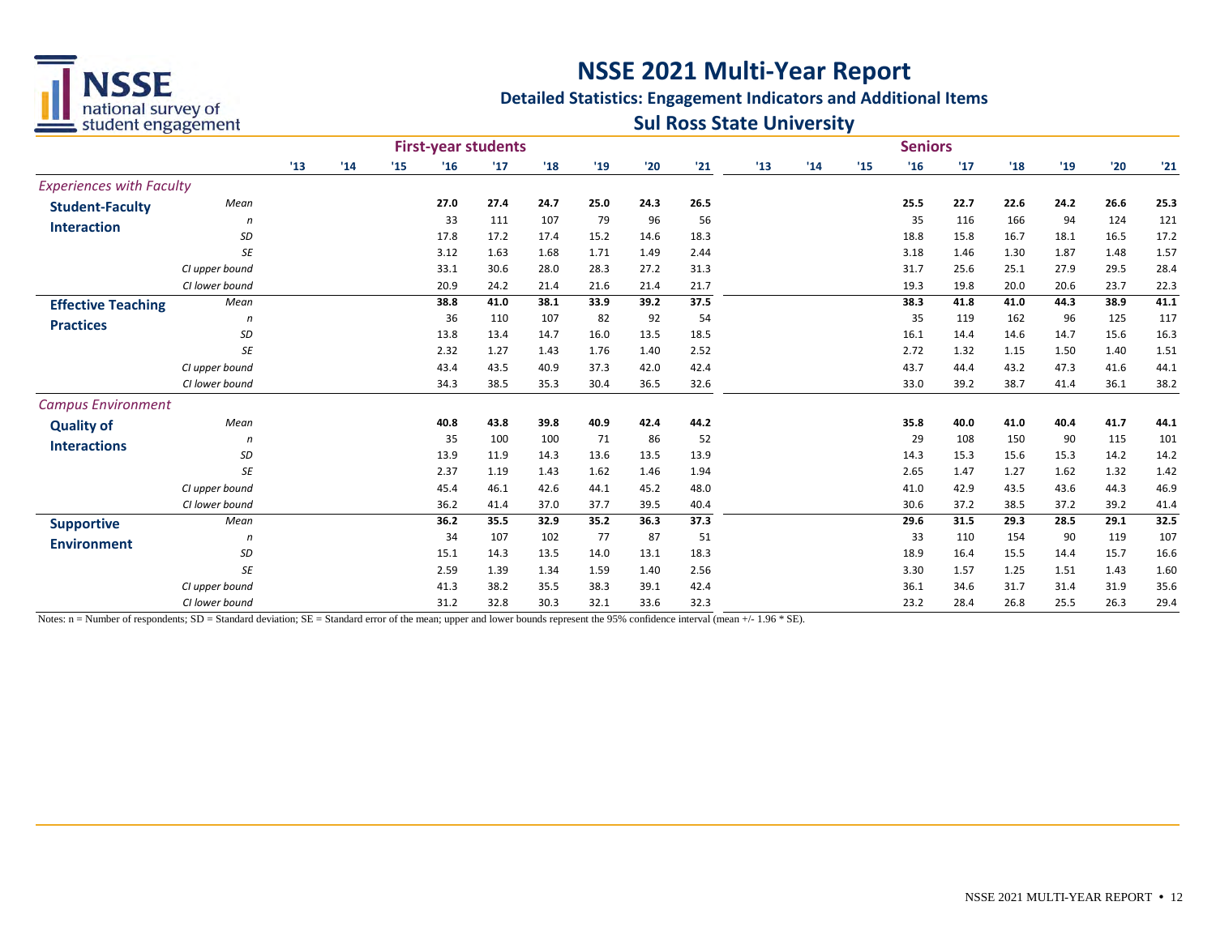# NSSE 2021 Multi-Year Report

## Detailed Statistics: Engagement Indicators and Additional Items

## Sul Ross State University

| | | First-year students | | | | | | | | | Seniors | | | | | | | | |
|---|---|---|---|---|---|---|---|---|---|---|---|---|---|---|---|---|---|---|---|
| | | '13 | '14 | '15 | '16 | '17 | '18 | '19 | '20 | '21 | '13 | '14 | '15 | '16 | '17 | '18 | '19 | '20 | '21 |
| *Experiences with Faculty* | | | | | | | | | | | | | | | | | | | |
| **Student-Faculty Interaction** | *Mean* | | | | **27.0** | **27.4** | **24.7** | **25.0** | **24.3** | **26.5** | | | | **25.5** | **22.7** | **22.6** | **24.2** | **26.6** | **25.3** |
| | *n* | | | | 33 | 111 | 107 | 79 | 96 | 56 | | | | 35 | 116 | 166 | 94 | 124 | 121 |
| | *SD* | | | | 17.8 | 17.2 | 17.4 | 15.2 | 14.6 | 18.3 | | | | 18.8 | 15.8 | 16.7 | 18.1 | 16.5 | 17.2 |
| | *SE* | | | | 3.12 | 1.63 | 1.68 | 1.71 | 1.49 | 2.44 | | | | 3.18 | 1.46 | 1.30 | 1.87 | 1.48 | 1.57 |
| | *CI upper bound* | | | | 33.1 | 30.6 | 28.0 | 28.3 | 27.2 | 31.3 | | | | 31.7 | 25.6 | 25.1 | 27.9 | 29.5 | 28.4 |
| | *CI lower bound* | | | | 20.9 | 24.2 | 21.4 | 21.6 | 21.4 | 21.7 | | | | 19.3 | 19.8 | 20.0 | 20.6 | 23.7 | 22.3 |
| **Effective Teaching Practices** | *Mean* | | | | **38.8** | **41.0** | **38.1** | **33.9** | **39.2** | **37.5** | | | | **38.3** | **41.8** | **41.0** | **44.3** | **38.9** | **41.1** |
| | *n* | | | | 36 | 110 | 107 | 82 | 92 | 54 | | | | 35 | 119 | 162 | 96 | 125 | 117 |
| | *SD* | | | | 13.8 | 13.4 | 14.7 | 16.0 | 13.5 | 18.5 | | | | 16.1 | 14.4 | 14.6 | 14.7 | 15.6 | 16.3 |
| | *SE* | | | | 2.32 | 1.27 | 1.43 | 1.76 | 1.40 | 2.52 | | | | 2.72 | 1.32 | 1.15 | 1.50 | 1.40 | 1.51 |
| | *CI upper bound* | | | | 43.4 | 43.5 | 40.9 | 37.3 | 42.0 | 42.4 | | | | 43.7 | 44.4 | 43.2 | 47.3 | 41.6 | 44.1 |
| | *CI lower bound* | | | | 34.3 | 38.5 | 35.3 | 30.4 | 36.5 | 32.6 | | | | 33.0 | 39.2 | 38.7 | 41.4 | 36.1 | 38.2 |
| *Campus Environment* | | | | | | | | | | | | | | | | | | | |
| **Quality of Interactions** | *Mean* | | | | **40.8** | **43.8** | **39.8** | **40.9** | **42.4** | **44.2** | | | | **35.8** | **40.0** | **41.0** | **40.4** | **41.7** | **44.1** |
| | *n* | | | | 35 | 100 | 100 | 71 | 86 | 52 | | | | 29 | 108 | 150 | 90 | 115 | 101 |
| | *SD* | | | | 13.9 | 11.9 | 14.3 | 13.6 | 13.5 | 13.9 | | | | 14.3 | 15.3 | 15.6 | 15.3 | 14.2 | 14.2 |
| | *SE* | | | | 2.37 | 1.19 | 1.43 | 1.62 | 1.46 | 1.94 | | | | 2.65 | 1.47 | 1.27 | 1.62 | 1.32 | 1.42 |
| | *CI upper bound* | | | | 45.4 | 46.1 | 42.6 | 44.1 | 45.2 | 48.0 | | | | 41.0 | 42.9 | 43.5 | 43.6 | 44.3 | 46.9 |
| | *CI lower bound* | | | | 36.2 | 41.4 | 37.0 | 37.7 | 39.5 | 40.4 | | | | 30.6 | 37.2 | 38.5 | 37.2 | 39.2 | 41.4 |
| **Supportive Environment** | *Mean* | | | | **36.2** | **35.5** | **32.9** | **35.2** | **36.3** | **37.3** | | | | **29.6** | **31.5** | **29.3** | **28.5** | **29.1** | **32.5** |
| | *n* | | | | 34 | 107 | 102 | 77 | 87 | 51 | | | | 33 | 110 | 154 | 90 | 119 | 107 |
| | *SD* | | | | 15.1 | 14.3 | 13.5 | 14.0 | 13.1 | 18.3 | | | | 18.9 | 16.4 | 15.5 | 14.4 | 15.7 | 16.6 |
| | *SE* | | | | 2.59 | 1.39 | 1.34 | 1.59 | 1.40 | 2.56 | | | | 3.30 | 1.57 | 1.25 | 1.51 | 1.43 | 1.60 |
| | *CI upper bound* | | | | 41.3 | 38.2 | 35.5 | 38.3 | 39.1 | 42.4 | | | | 36.1 | 34.6 | 31.7 | 31.4 | 31.9 | 35.6 |
| | *CI lower bound* | | | | 31.2 | 32.8 | 30.3 | 32.1 | 33.6 | 32.3 | | | | 23.2 | 28.4 | 26.8 | 25.5 | 26.3 | 29.4 |

Notes: n = Number of respondents; SD = Standard deviation; SE = Standard error of the mean; upper and lower bounds represent the 95% confidence interval (mean +/- 1.96 * SE).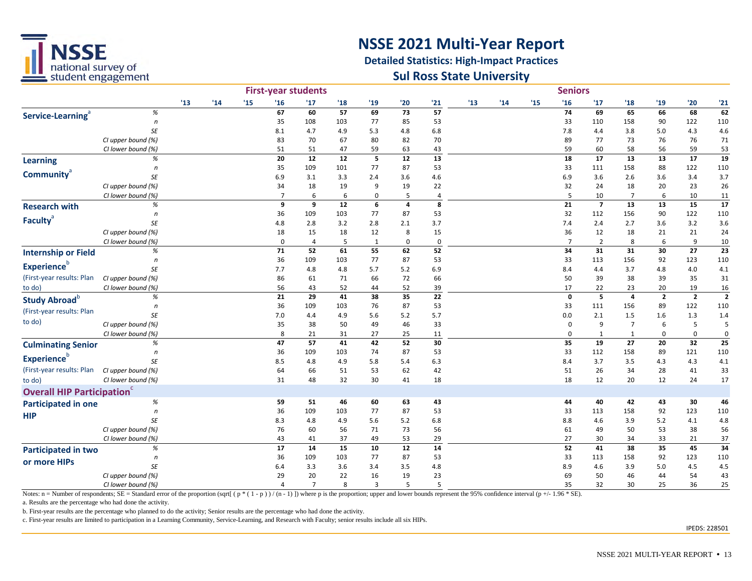# NSSE 2021 Multi-Year Report

## Detailed Statistics: High-Impact Practices

## Sul Ross State University

| | | First-year students | | | | | | | | | Seniors | | | | | | | | |
|---|---|---|---|---|---|---|---|---|---|---|---|---|---|---|---|---|---|---|---|
| | | '13 | '14 | '15 | '16 | '17 | '18 | '19 | '20 | '21 | '13 | '14 | '15 | '16 | '17 | '18 | '19 | '20 | '21 |
| **Service-Learning**[a] | % | | | | **67** | **60** | **57** | **69** | **73** | **57** | | | | **74** | **69** | **65** | **66** | **68** | **62** |
| | *n* | | | | 35 | 108 | 103 | 77 | 85 | 53 | | | | 33 | 110 | 158 | 90 | 122 | 110 |
| | *SE* | | | | 8.1 | 4.7 | 4.9 | 5.3 | 4.8 | 6.8 | | | | 7.8 | 4.4 | 3.8 | 5.0 | 4.3 | 4.6 |
| | *CI upper bound (%)* | | | | 83 | 70 | 67 | 80 | 82 | 70 | | | | 89 | 77 | 73 | 76 | 76 | 71 |
| | *CI lower bound (%)* | | | | 51 | 51 | 47 | 59 | 63 | 43 | | | | 59 | 60 | 58 | 56 | 59 | 53 |
| **Learning Community**[a] | % | | | | **20** | **12** | **12** | **5** | **12** | **13** | | | | **18** | **17** | **13** | **13** | **17** | **19** |
| | *n* | | | | 35 | 109 | 101 | 77 | 87 | 53 | | | | 33 | 111 | 158 | 88 | 122 | 110 |
| | *SE* | | | | 6.9 | 3.1 | 3.3 | 2.4 | 3.6 | 4.6 | | | | 6.9 | 3.6 | 2.6 | 3.6 | 3.4 | 3.7 |
| | *CI upper bound (%)* | | | | 34 | 18 | 19 | 9 | 19 | 22 | | | | 32 | 24 | 18 | 20 | 23 | 26 |
| | *CI lower bound (%)* | | | | 7 | 6 | 6 | 0 | 5 | 4 | | | | 5 | 10 | 7 | 6 | 10 | 11 |
| **Research with Faculty**[a] | % | | | | **9** | **9** | **12** | **6** | **4** | **8** | | | | **21** | **7** | **13** | **13** | **15** | **17** |
| | *n* | | | | 36 | 109 | 103 | 77 | 87 | 53 | | | | 32 | 112 | 156 | 90 | 122 | 110 |
| | *SE* | | | | 4.8 | 2.8 | 3.2 | 2.8 | 2.1 | 3.7 | | | | 7.4 | 2.4 | 2.7 | 3.6 | 3.2 | 3.6 |
| | *CI upper bound (%)* | | | | 18 | 15 | 18 | 12 | 8 | 15 | | | | 36 | 12 | 18 | 21 | 21 | 24 |
| | *CI lower bound (%)* | | | | 0 | 4 | 5 | 1 | 0 | 0 | | | | 7 | 2 | 8 | 6 | 9 | 10 |
| **Internship or Field Experience**[b] (First-year results: Plan to do) | % | | | | **71** | **52** | **61** | **55** | **62** | **52** | | | | **34** | **31** | **31** | **30** | **27** | **23** |
| | *n* | | | | 36 | 109 | 103 | 77 | 87 | 53 | | | | 33 | 113 | 156 | 92 | 123 | 110 |
| | *SE* | | | | 7.7 | 4.8 | 4.8 | 5.7 | 5.2 | 6.9 | | | | 8.4 | 4.4 | 3.7 | 4.8 | 4.0 | 4.1 |
| | *CI upper bound (%)* | | | | 86 | 61 | 71 | 66 | 72 | 66 | | | | 50 | 39 | 38 | 39 | 35 | 31 |
| | *CI lower bound (%)* | | | | 56 | 43 | 52 | 44 | 52 | 39 | | | | 17 | 22 | 23 | 20 | 19 | 16 |
| **Study Abroad**[b] (First-year results: Plan to do) | % | | | | **21** | **29** | **41** | **38** | **35** | **22** | | | | **0** | **5** | **4** | **2** | **2** | **2** |
| | *n* | | | | 36 | 109 | 103 | 76 | 87 | 53 | | | | 33 | 111 | 156 | 89 | 122 | 110 |
| | *SE* | | | | 7.0 | 4.4 | 4.9 | 5.6 | 5.2 | 5.7 | | | | 0.0 | 2.1 | 1.5 | 1.6 | 1.3 | 1.4 |
| | *CI upper bound (%)* | | | | 35 | 38 | 50 | 49 | 46 | 33 | | | | 0 | 9 | 7 | 6 | 5 | 5 |
| | *CI lower bound (%)* | | | | 8 | 21 | 31 | 27 | 25 | 11 | | | | 0 | 1 | 1 | 0 | 0 | 0 |
| **Culminating Senior Experience**[b] (First-year results: Plan to do) | % | | | | **47** | **57** | **41** | **42** | **52** | **30** | | | | **35** | **19** | **27** | **20** | **32** | **25** |
| | *n* | | | | 36 | 109 | 103 | 74 | 87 | 53 | | | | 33 | 112 | 158 | 89 | 121 | 110 |
| | *SE* | | | | 8.5 | 4.8 | 4.9 | 5.8 | 5.4 | 6.3 | | | | 8.4 | 3.7 | 3.5 | 4.3 | 4.3 | 4.1 |
| | *CI upper bound (%)* | | | | 64 | 66 | 51 | 53 | 62 | 42 | | | | 51 | 26 | 34 | 28 | 41 | 33 |
| | *CI lower bound (%)* | | | | 31 | 48 | 32 | 30 | 41 | 18 | | | | 18 | 12 | 20 | 12 | 24 | 17 |
| **Overall HIP Participation**[c] | | | | | | | | | | | | | | | | | | | |
| **Participated in one HIP** | % | | | | **59** | **51** | **46** | **60** | **63** | **43** | | | | **44** | **40** | **42** | **43** | **30** | **46** |
| | *n* | | | | 36 | 109 | 103 | 77 | 87 | 53 | | | | 33 | 113 | 158 | 92 | 123 | 110 |
| | *SE* | | | | 8.3 | 4.8 | 4.9 | 5.6 | 5.2 | 6.8 | | | | 8.8 | 4.6 | 3.9 | 5.2 | 4.1 | 4.8 |
| | *CI upper bound (%)* | | | | 76 | 60 | 56 | 71 | 73 | 56 | | | | 61 | 49 | 50 | 53 | 38 | 56 |
| | *CI lower bound (%)* | | | | 43 | 41 | 37 | 49 | 53 | 29 | | | | 27 | 30 | 34 | 33 | 21 | 37 |
| **Participated in two or more HIPs** | % | | | | **17** | **14** | **15** | **10** | **12** | **14** | | | | **52** | **41** | **38** | **35** | **45** | **34** |
| | *n* | | | | 36 | 109 | 103 | 77 | 87 | 53 | | | | 33 | 113 | 158 | 92 | 123 | 110 |
| | *SE* | | | | 6.4 | 3.3 | 3.6 | 3.4 | 3.5 | 4.8 | | | | 8.9 | 4.6 | 3.9 | 5.0 | 4.5 | 4.5 |
| | *CI upper bound (%)* | | | | 29 | 20 | 22 | 16 | 19 | 23 | | | | 69 | 50 | 46 | 44 | 54 | 43 |
| | *CI lower bound (%)* | | | | 4 | 7 | 8 | 3 | 5 | 5 | | | | 35 | 32 | 30 | 25 | 36 | 25 |

Notes: n = Number of respondents; SE = Standard error of the proportion (sqrt[ ( p * ( 1 - p ) ) / (n - 1) ]) where p is the proportion; upper and lower bounds represent the 95% confidence interval (p +/- 1.96 * SE).

a. Results are the percentage who had done the activity.

b. First-year results are the percentage who planned to do the activity; Senior results are the percentage who had done the activity.

c. First-year results are limited to participation in a Learning Community, Service-Learning, and Research with Faculty; senior results include all six HIPs.

IPEDS: 228501